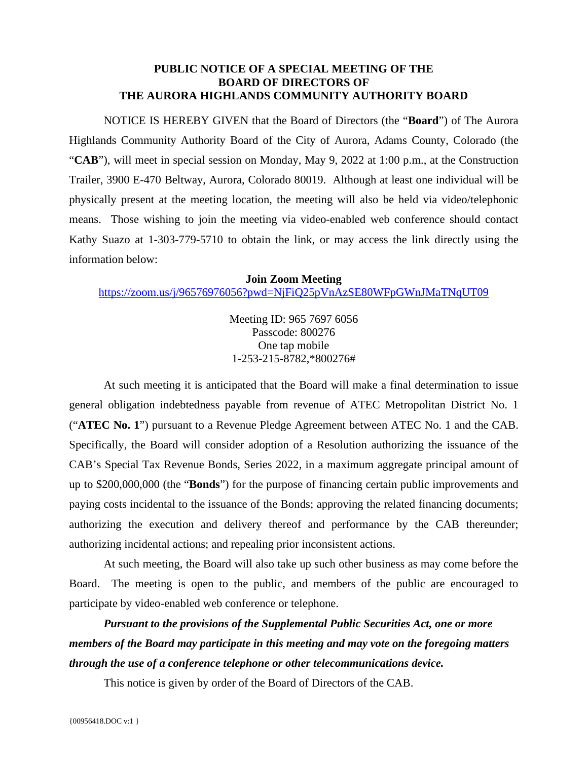# PUBLIC NOTICE OF A SPECIAL MEETING OF THE BOARD OF DIRECTORS OF THE AURORA HIGHLANDS COMMUNITY AUTHORITY BOARD

NOTICE IS HEREBY GIVEN that the Board of Directors (the "**Board**") of The Aurora Highlands Community Authority Board of the City of Aurora, Adams County, Colorado (the "**CAB**"), will meet in special session on Monday, May 9, 2022 at 1:00 p.m., at the Construction Trailer, 3900 E-470 Beltway, Aurora, Colorado 80019. Although at least one individual will be physically present at the meeting location, the meeting will also be held via video/telephonic means. Those wishing to join the meeting via video-enabled web conference should contact Kathy Suazo at 1-303-779-5710 to obtain the link, or may access the link directly using the information below:

**Join Zoom Meeting**
https://zoom.us/j/96576976056?pwd=NjFiQ25pVnAzSE80WFpGWnJMaTNqUT09

Meeting ID: 965 7697 6056
Passcode: 800276
One tap mobile
1-253-215-8782,*800276#

At such meeting it is anticipated that the Board will make a final determination to issue general obligation indebtedness payable from revenue of ATEC Metropolitan District No. 1 ("**ATEC No. 1**") pursuant to a Revenue Pledge Agreement between ATEC No. 1 and the CAB. Specifically, the Board will consider adoption of a Resolution authorizing the issuance of the CAB's Special Tax Revenue Bonds, Series 2022, in a maximum aggregate principal amount of up to $200,000,000 (the "**Bonds**") for the purpose of financing certain public improvements and paying costs incidental to the issuance of the Bonds; approving the related financing documents; authorizing the execution and delivery thereof and performance by the CAB thereunder; authorizing incidental actions; and repealing prior inconsistent actions.

At such meeting, the Board will also take up such other business as may come before the Board. The meeting is open to the public, and members of the public are encouraged to participate by video-enabled web conference or telephone.

***Pursuant to the provisions of the Supplemental Public Securities Act, one or more members of the Board may participate in this meeting and may vote on the foregoing matters through the use of a conference telephone or other telecommunications device.***

This notice is given by order of the Board of Directors of the CAB.

{00956418.DOC v:1 }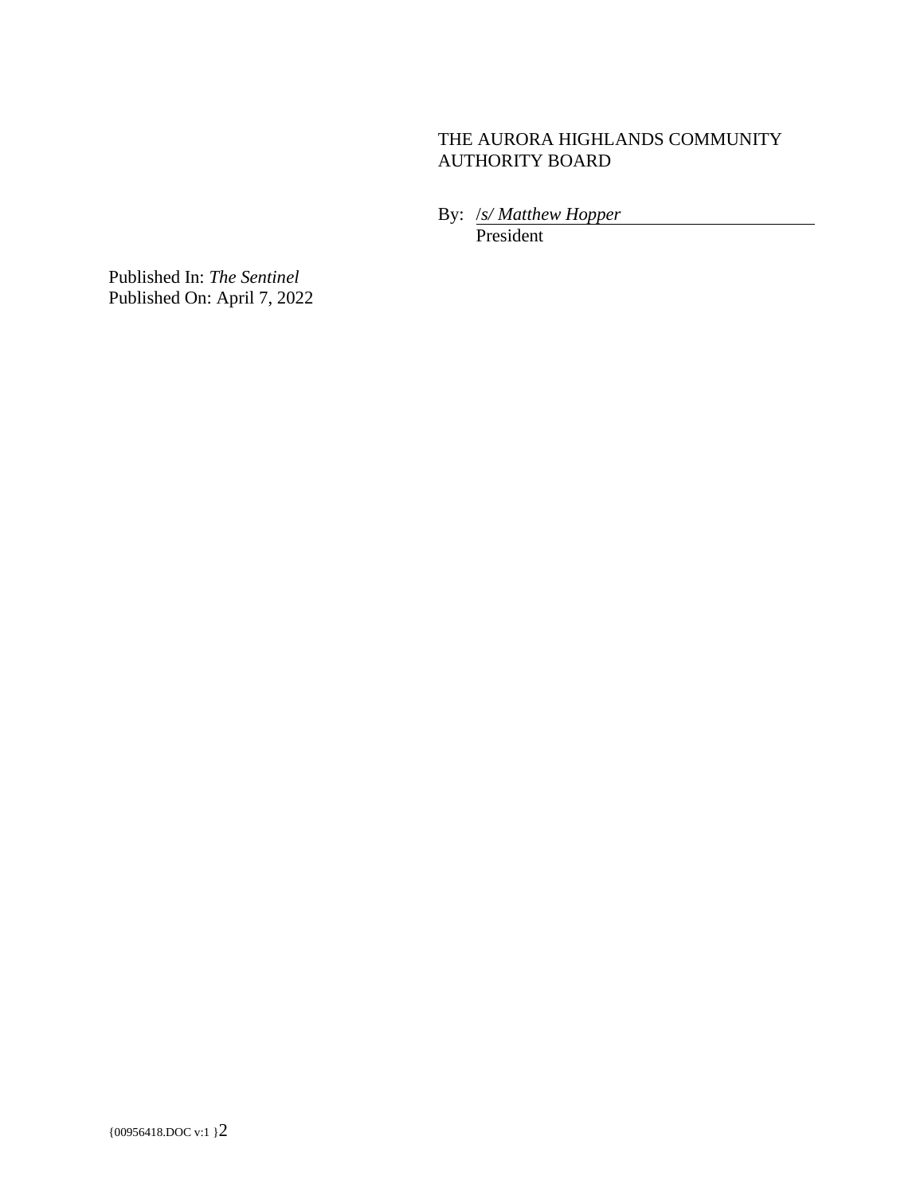THE AURORA HIGHLANDS COMMUNITY AUTHORITY BOARD

By: /*s/ Matthew Hopper*
President

Published In: *The Sentinel*
Published On: April 7, 2022

{00956418.DOC v:1 }